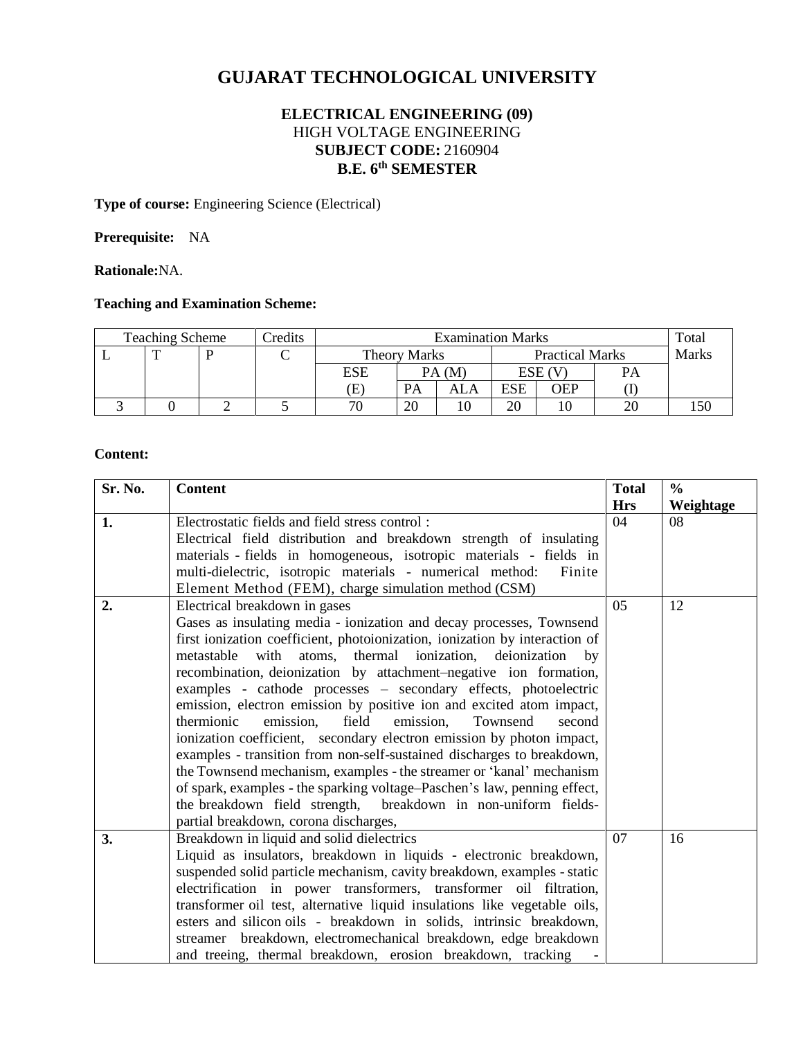# GUJARAT TECHNOLOGICAL UNIVERSITY

**ELECTRICAL ENGINEERING (09)**
HIGH VOLTAGE ENGINEERING
**SUBJECT CODE:** 2160904
**B.E. 6th SEMESTER**

**Type of course:** Engineering Science (Electrical)

**Prerequisite:** NA

**Rationale:**NA.

**Teaching and Examination Scheme:**

| Teaching Scheme | | | Credits | Examination Marks | | | | | | Total Marks |
|---|---|---|---|---|---|---|---|---|---|---|
| L | T | P | C | Theory Marks | | | Practical Marks | | | |
| | | | | ESE (E) | PA (M) | | ESE (V) | | PA (I) | |
| | | | | | PA | ALA | ESE | OEP | | |
| 3 | 0 | 2 | 5 | 70 | 20 | 10 | 20 | 10 | 20 | 150 |

**Content:**

| Sr. No. | Content | Total Hrs | % Weightage |
|---|---|---|---|
| **1.** | Electrostatic fields and field stress control : Electrical field distribution and breakdown strength of insulating materials - fields in homogeneous, isotropic materials - fields in multi-dielectric, isotropic materials - numerical method: Finite Element Method (FEM), charge simulation method (CSM) | 04 | 08 |
| **2.** | Electrical breakdown in gases Gases as insulating media - ionization and decay processes, Townsend first ionization coefficient, photoionization, ionization by interaction of metastable with atoms, thermal ionization, deionization by recombination, deionization by attachment–negative ion formation, examples - cathode processes – secondary effects, photoelectric emission, electron emission by positive ion and excited atom impact, thermionic emission, field emission, Townsend second ionization coefficient, secondary electron emission by photon impact, examples - transition from non-self-sustained discharges to breakdown, the Townsend mechanism, examples - the streamer or 'kanal' mechanism of spark, examples - the sparking voltage–Paschen's law, penning effect, the breakdown field strength, breakdown in non-uniform fields-partial breakdown, corona discharges, | 05 | 12 |
| **3.** | Breakdown in liquid and solid dielectrics Liquid as insulators, breakdown in liquids - electronic breakdown, suspended solid particle mechanism, cavity breakdown, examples - static electrification in power transformers, transformer oil filtration, transformer oil test, alternative liquid insulations like vegetable oils, esters and silicon oils - breakdown in solids, intrinsic breakdown, streamer breakdown, electromechanical breakdown, edge breakdown and treeing, thermal breakdown, erosion breakdown, tracking - | 07 | 16 |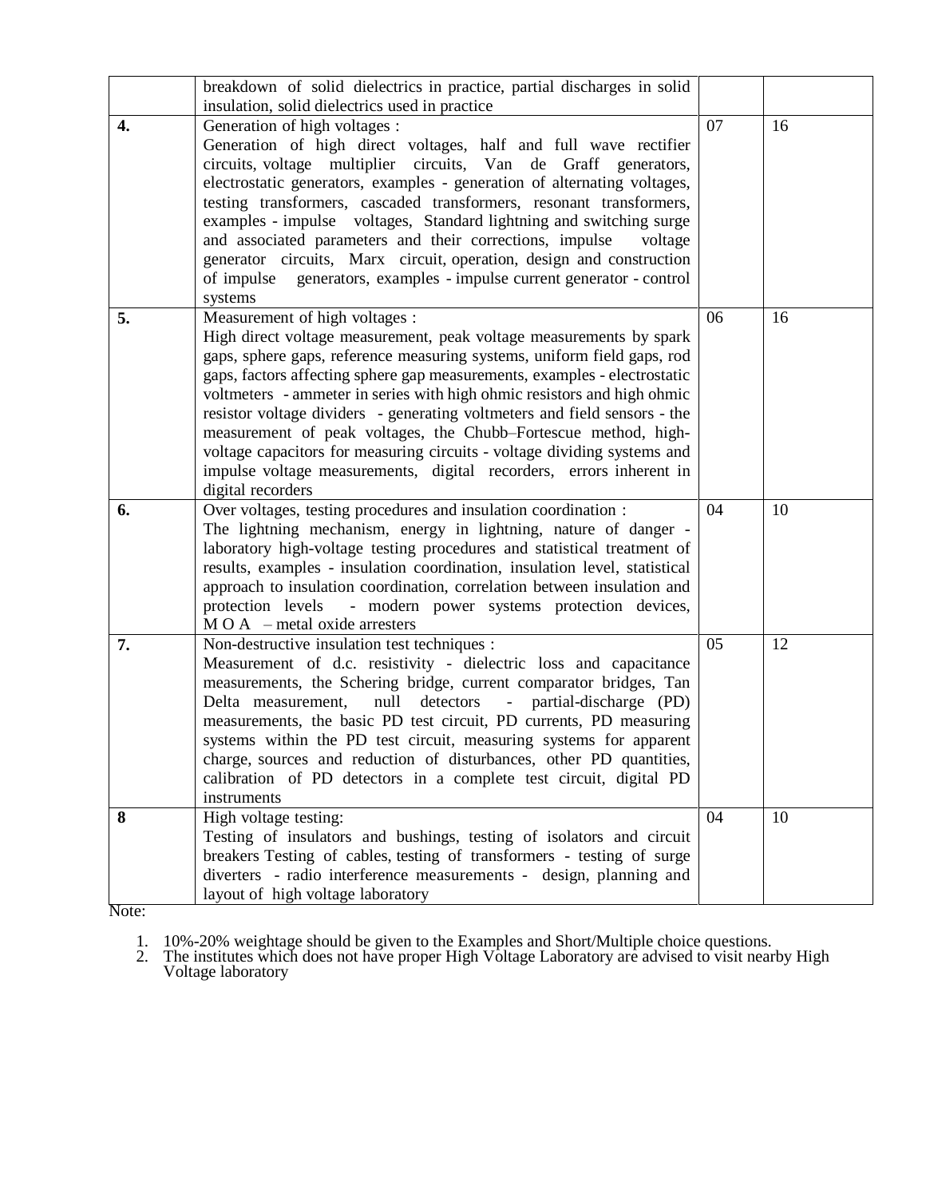|  |  |  |  |
|---|---|---|---|
|  | breakdown of solid dielectrics in practice, partial discharges in solid insulation, solid dielectrics used in practice |  |  |
| **4.** | Generation of high voltages : Generation of high direct voltages, half and full wave rectifier circuits, voltage multiplier circuits, Van de Graff generators, electrostatic generators, examples - generation of alternating voltages, testing transformers, cascaded transformers, resonant transformers, examples - impulse voltages, Standard lightning and switching surge and associated parameters and their corrections, impulse voltage generator circuits, Marx circuit, operation, design and construction of impulse generators, examples - impulse current generator - control systems | 07 | 16 |
| **5.** | Measurement of high voltages : High direct voltage measurement, peak voltage measurements by spark gaps, sphere gaps, reference measuring systems, uniform field gaps, rod gaps, factors affecting sphere gap measurements, examples - electrostatic voltmeters - ammeter in series with high ohmic resistors and high ohmic resistor voltage dividers - generating voltmeters and field sensors - the measurement of peak voltages, the Chubb–Fortescue method, high-voltage capacitors for measuring circuits - voltage dividing systems and impulse voltage measurements, digital recorders, errors inherent in digital recorders | 06 | 16 |
| **6.** | Over voltages, testing procedures and insulation coordination : The lightning mechanism, energy in lightning, nature of danger - laboratory high-voltage testing procedures and statistical treatment of results, examples - insulation coordination, insulation level, statistical approach to insulation coordination, correlation between insulation and protection levels - modern power systems protection devices, M O A – metal oxide arresters | 04 | 10 |
| **7.** | Non-destructive insulation test techniques : Measurement of d.c. resistivity - dielectric loss and capacitance measurements, the Schering bridge, current comparator bridges, Tan Delta measurement, null detectors - partial-discharge (PD) measurements, the basic PD test circuit, PD currents, PD measuring systems within the PD test circuit, measuring systems for apparent charge, sources and reduction of disturbances, other PD quantities, calibration of PD detectors in a complete test circuit, digital PD instruments | 05 | 12 |
| **8** | High voltage testing: Testing of insulators and bushings, testing of isolators and circuit breakers Testing of cables, testing of transformers - testing of surge diverters - radio interference measurements - design, planning and layout of high voltage laboratory | 04 | 10 |

Note:

1. 10%-20% weightage should be given to the Examples and Short/Multiple choice questions.
2. The institutes which does not have proper High Voltage Laboratory are advised to visit nearby High Voltage laboratory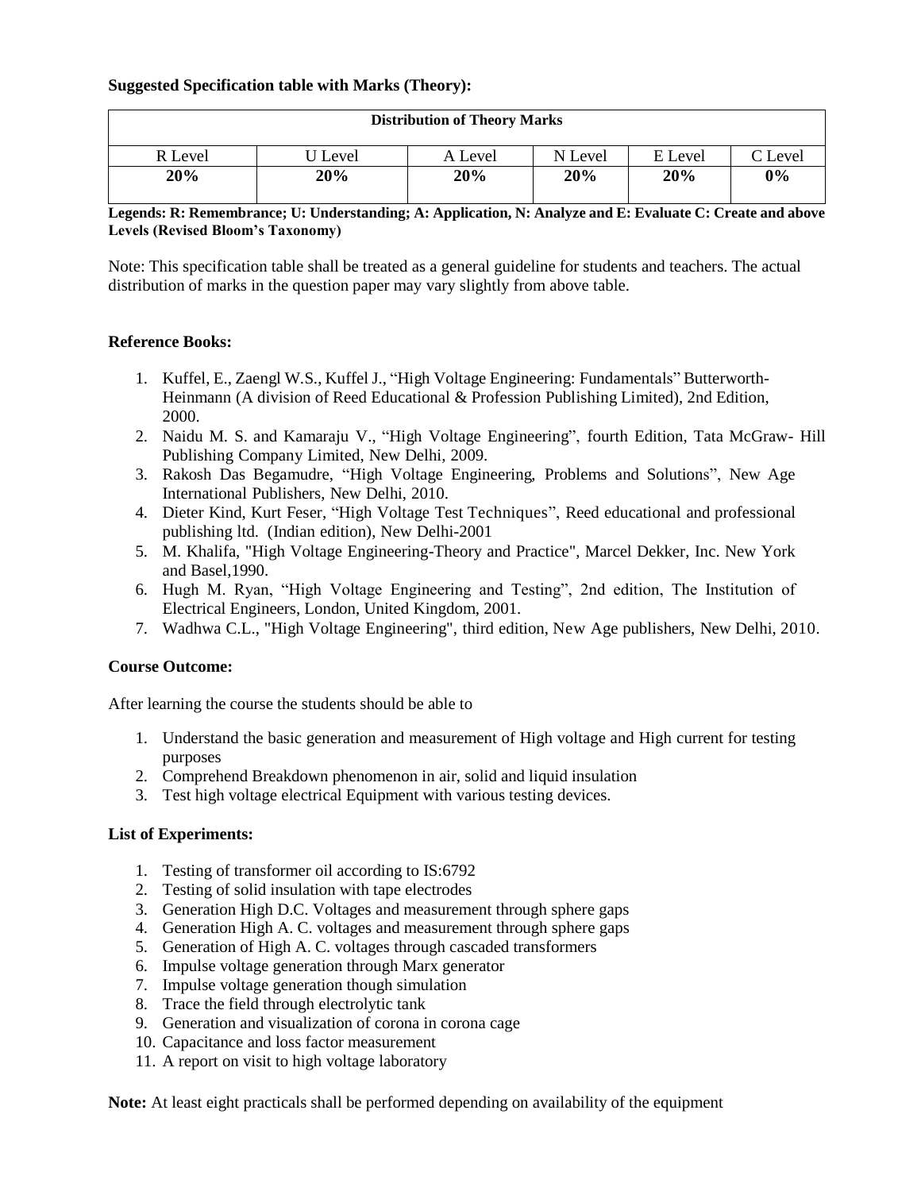**Suggested Specification table with Marks (Theory):**

| Distribution of Theory Marks | | | | | |
|---|---|---|---|---|---|
| R Level | U Level | A Level | N Level | E Level | C Level |
| **20%** | **20%** | **20%** | **20%** | **20%** | **0%** |

**Legends: R: Remembrance; U: Understanding; A: Application, N: Analyze and E: Evaluate C: Create and above Levels (Revised Bloom's Taxonomy)**

Note: This specification table shall be treated as a general guideline for students and teachers. The actual distribution of marks in the question paper may vary slightly from above table.

**Reference Books:**

1. Kuffel, E., Zaengl W.S., Kuffel J., "High Voltage Engineering: Fundamentals" Butterworth-Heinmann (A division of Reed Educational & Profession Publishing Limited), 2nd Edition, 2000.
2. Naidu M. S. and Kamaraju V., "High Voltage Engineering", fourth Edition, Tata McGraw- Hill Publishing Company Limited, New Delhi, 2009.
3. Rakosh Das Begamudre, "High Voltage Engineering, Problems and Solutions", New Age International Publishers, New Delhi, 2010.
4. Dieter Kind, Kurt Feser, "High Voltage Test Techniques", Reed educational and professional publishing ltd. (Indian edition), New Delhi-2001
5. M. Khalifa, "High Voltage Engineering-Theory and Practice", Marcel Dekker, Inc. New York and Basel,1990.
6. Hugh M. Ryan, "High Voltage Engineering and Testing", 2nd edition, The Institution of Electrical Engineers, London, United Kingdom, 2001.
7. Wadhwa C.L., "High Voltage Engineering", third edition, New Age publishers, New Delhi, 2010.

**Course Outcome:**

After learning the course the students should be able to

1. Understand the basic generation and measurement of High voltage and High current for testing purposes
2. Comprehend Breakdown phenomenon in air, solid and liquid insulation
3. Test high voltage electrical Equipment with various testing devices.

**List of Experiments:**

1. Testing of transformer oil according to IS:6792
2. Testing of solid insulation with tape electrodes
3. Generation High D.C. Voltages and measurement through sphere gaps
4. Generation High A. C. voltages and measurement through sphere gaps
5. Generation of High A. C. voltages through cascaded transformers
6. Impulse voltage generation through Marx generator
7. Impulse voltage generation though simulation
8. Trace the field through electrolytic tank
9. Generation and visualization of corona in corona cage
10. Capacitance and loss factor measurement
11. A report on visit to high voltage laboratory

**Note:** At least eight practicals shall be performed depending on availability of the equipment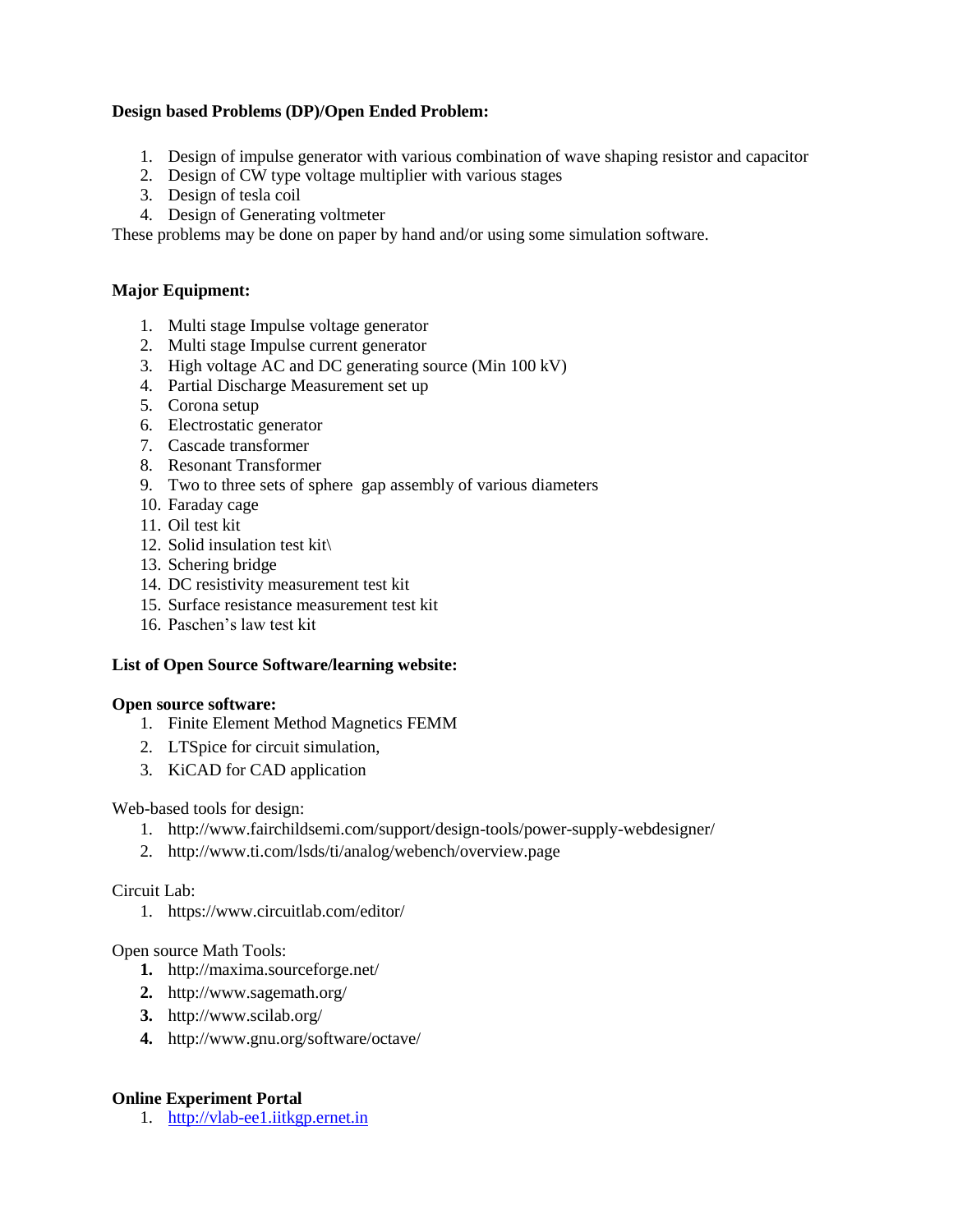**Design based Problems (DP)/Open Ended Problem:**

1. Design of impulse generator with various combination of wave shaping resistor and capacitor
2. Design of CW type voltage multiplier with various stages
3. Design of tesla coil
4. Design of Generating voltmeter

These problems may be done on paper by hand and/or using some simulation software.

**Major Equipment:**

1. Multi stage Impulse voltage generator
2. Multi stage Impulse current generator
3. High voltage AC and DC generating source (Min 100 kV)
4. Partial Discharge Measurement set up
5. Corona setup
6. Electrostatic generator
7. Cascade transformer
8. Resonant Transformer
9. Two to three sets of sphere gap assembly of various diameters
10. Faraday cage
11. Oil test kit
12. Solid insulation test kit\
13. Schering bridge
14. DC resistivity measurement test kit
15. Surface resistance measurement test kit
16. Paschen's law test kit

**List of Open Source Software/learning website:**

**Open source software:**

1. Finite Element Method Magnetics FEMM
2. LTSpice for circuit simulation,
3. KiCAD for CAD application

Web-based tools for design:

1. http://www.fairchildsemi.com/support/design-tools/power-supply-webdesigner/
2. http://www.ti.com/lsds/ti/analog/webench/overview.page

Circuit Lab:

1. https://www.circuitlab.com/editor/

Open source Math Tools:

1. http://maxima.sourceforge.net/
2. http://www.sagemath.org/
3. http://www.scilab.org/
4. http://www.gnu.org/software/octave/

**Online Experiment Portal**

1. http://vlab-ee1.iitkgp.ernet.in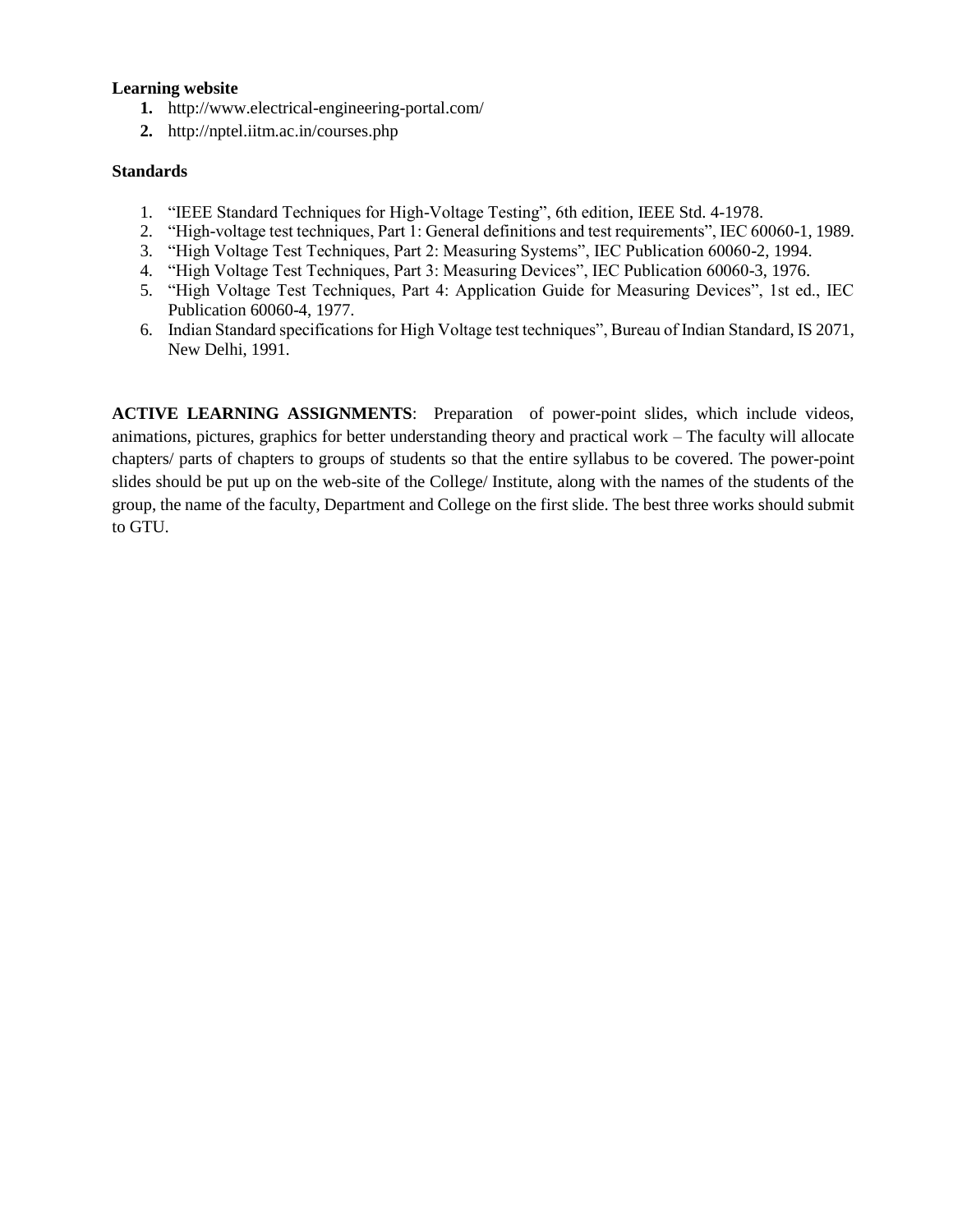**Learning website**

1. http://www.electrical-engineering-portal.com/
2. http://nptel.iitm.ac.in/courses.php

**Standards**

1. "IEEE Standard Techniques for High-Voltage Testing", 6th edition, IEEE Std. 4-1978.
2. "High-voltage test techniques, Part 1: General definitions and test requirements", IEC 60060-1, 1989.
3. "High Voltage Test Techniques, Part 2: Measuring Systems", IEC Publication 60060-2, 1994.
4. "High Voltage Test Techniques, Part 3: Measuring Devices", IEC Publication 60060-3, 1976.
5. "High Voltage Test Techniques, Part 4: Application Guide for Measuring Devices", 1st ed., IEC Publication 60060-4, 1977.
6. Indian Standard specifications for High Voltage test techniques", Bureau of Indian Standard, IS 2071, New Delhi, 1991.

**ACTIVE LEARNING ASSIGNMENTS**: Preparation of power-point slides, which include videos, animations, pictures, graphics for better understanding theory and practical work – The faculty will allocate chapters/ parts of chapters to groups of students so that the entire syllabus to be covered. The power-point slides should be put up on the web-site of the College/ Institute, along with the names of the students of the group, the name of the faculty, Department and College on the first slide. The best three works should submit to GTU.